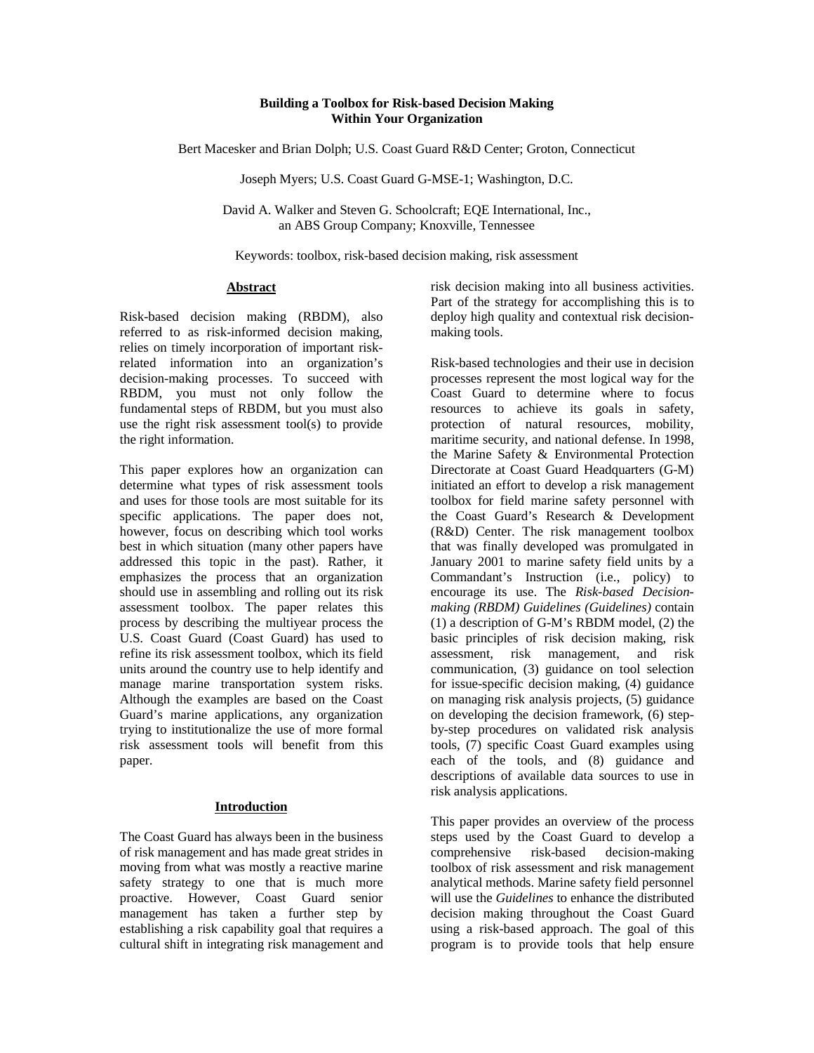# Building a Toolbox for Risk-based Decision Making Within Your Organization

Bert Macesker and Brian Dolph; U.S. Coast Guard R&D Center; Groton, Connecticut

Joseph Myers; U.S. Coast Guard G-MSE-1; Washington, D.C.

David A. Walker and Steven G. Schoolcraft; EQE International, Inc., an ABS Group Company; Knoxville, Tennessee

Keywords: toolbox, risk-based decision making, risk assessment

## Abstract

Risk-based decision making (RBDM), also referred to as risk-informed decision making, relies on timely incorporation of important risk-related information into an organization's decision-making processes. To succeed with RBDM, you must not only follow the fundamental steps of RBDM, but you must also use the right risk assessment tool(s) to provide the right information.

This paper explores how an organization can determine what types of risk assessment tools and uses for those tools are most suitable for its specific applications. The paper does not, however, focus on describing which tool works best in which situation (many other papers have addressed this topic in the past). Rather, it emphasizes the process that an organization should use in assembling and rolling out its risk assessment toolbox. The paper relates this process by describing the multiyear process the U.S. Coast Guard (Coast Guard) has used to refine its risk assessment toolbox, which its field units around the country use to help identify and manage marine transportation system risks. Although the examples are based on the Coast Guard's marine applications, any organization trying to institutionalize the use of more formal risk assessment tools will benefit from this paper.

## Introduction

The Coast Guard has always been in the business of risk management and has made great strides in moving from what was mostly a reactive marine safety strategy to one that is much more proactive. However, Coast Guard senior management has taken a further step by establishing a risk capability goal that requires a cultural shift in integrating risk management and risk decision making into all business activities. Part of the strategy for accomplishing this is to deploy high quality and contextual risk decision-making tools.

Risk-based technologies and their use in decision processes represent the most logical way for the Coast Guard to determine where to focus resources to achieve its goals in safety, protection of natural resources, mobility, maritime security, and national defense. In 1998, the Marine Safety & Environmental Protection Directorate at Coast Guard Headquarters (G-M) initiated an effort to develop a risk management toolbox for field marine safety personnel with the Coast Guard's Research & Development (R&D) Center. The risk management toolbox that was finally developed was promulgated in January 2001 to marine safety field units by a Commandant's Instruction (i.e., policy) to encourage its use. The *Risk-based Decision-making (RBDM) Guidelines (Guidelines)* contain (1) a description of G-M's RBDM model, (2) the basic principles of risk decision making, risk assessment, risk management, and risk communication, (3) guidance on tool selection for issue-specific decision making, (4) guidance on managing risk analysis projects, (5) guidance on developing the decision framework, (6) step-by-step procedures on validated risk analysis tools, (7) specific Coast Guard examples using each of the tools, and (8) guidance and descriptions of available data sources to use in risk analysis applications.

This paper provides an overview of the process steps used by the Coast Guard to develop a comprehensive risk-based decision-making toolbox of risk assessment and risk management analytical methods. Marine safety field personnel will use the *Guidelines* to enhance the distributed decision making throughout the Coast Guard using a risk-based approach. The goal of this program is to provide tools that help ensure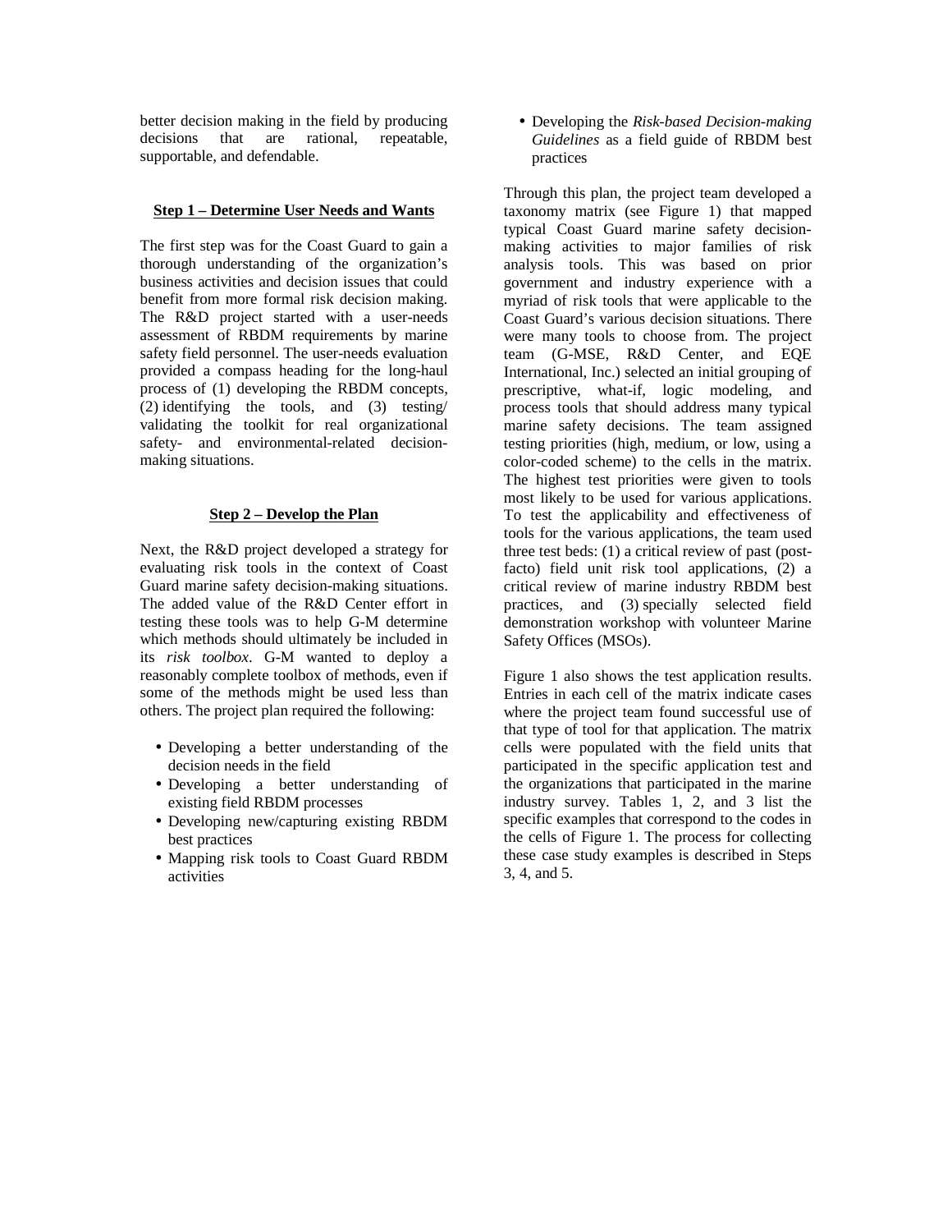better decision making in the field by producing decisions that are rational, repeatable, supportable, and defendable.

## Step 1 – Determine User Needs and Wants

The first step was for the Coast Guard to gain a thorough understanding of the organization's business activities and decision issues that could benefit from more formal risk decision making. The R&D project started with a user-needs assessment of RBDM requirements by marine safety field personnel. The user-needs evaluation provided a compass heading for the long-haul process of (1) developing the RBDM concepts, (2) identifying the tools, and (3) testing/validating the toolkit for real organizational safety- and environmental-related decision-making situations.

## Step 2 – Develop the Plan

Next, the R&D project developed a strategy for evaluating risk tools in the context of Coast Guard marine safety decision-making situations. The added value of the R&D Center effort in testing these tools was to help G-M determine which methods should ultimately be included in its *risk toolbox*. G-M wanted to deploy a reasonably complete toolbox of methods, even if some of the methods might be used less than others. The project plan required the following:

- Developing a better understanding of the decision needs in the field
- Developing a better understanding of existing field RBDM processes
- Developing new/capturing existing RBDM best practices
- Mapping risk tools to Coast Guard RBDM activities
- Developing the *Risk-based Decision-making Guidelines* as a field guide of RBDM best practices

Through this plan, the project team developed a taxonomy matrix (see Figure 1) that mapped typical Coast Guard marine safety decision-making activities to major families of risk analysis tools. This was based on prior government and industry experience with a myriad of risk tools that were applicable to the Coast Guard's various decision situations. There were many tools to choose from. The project team (G-MSE, R&D Center, and EQE International, Inc.) selected an initial grouping of prescriptive, what-if, logic modeling, and process tools that should address many typical marine safety decisions. The team assigned testing priorities (high, medium, or low, using a color-coded scheme) to the cells in the matrix. The highest test priorities were given to tools most likely to be used for various applications. To test the applicability and effectiveness of tools for the various applications, the team used three test beds: (1) a critical review of past (post-facto) field unit risk tool applications, (2) a critical review of marine industry RBDM best practices, and (3) specially selected field demonstration workshop with volunteer Marine Safety Offices (MSOs).

Figure 1 also shows the test application results. Entries in each cell of the matrix indicate cases where the project team found successful use of that type of tool for that application. The matrix cells were populated with the field units that participated in the specific application test and the organizations that participated in the marine industry survey. Tables 1, 2, and 3 list the specific examples that correspond to the codes in the cells of Figure 1. The process for collecting these case study examples is described in Steps 3, 4, and 5.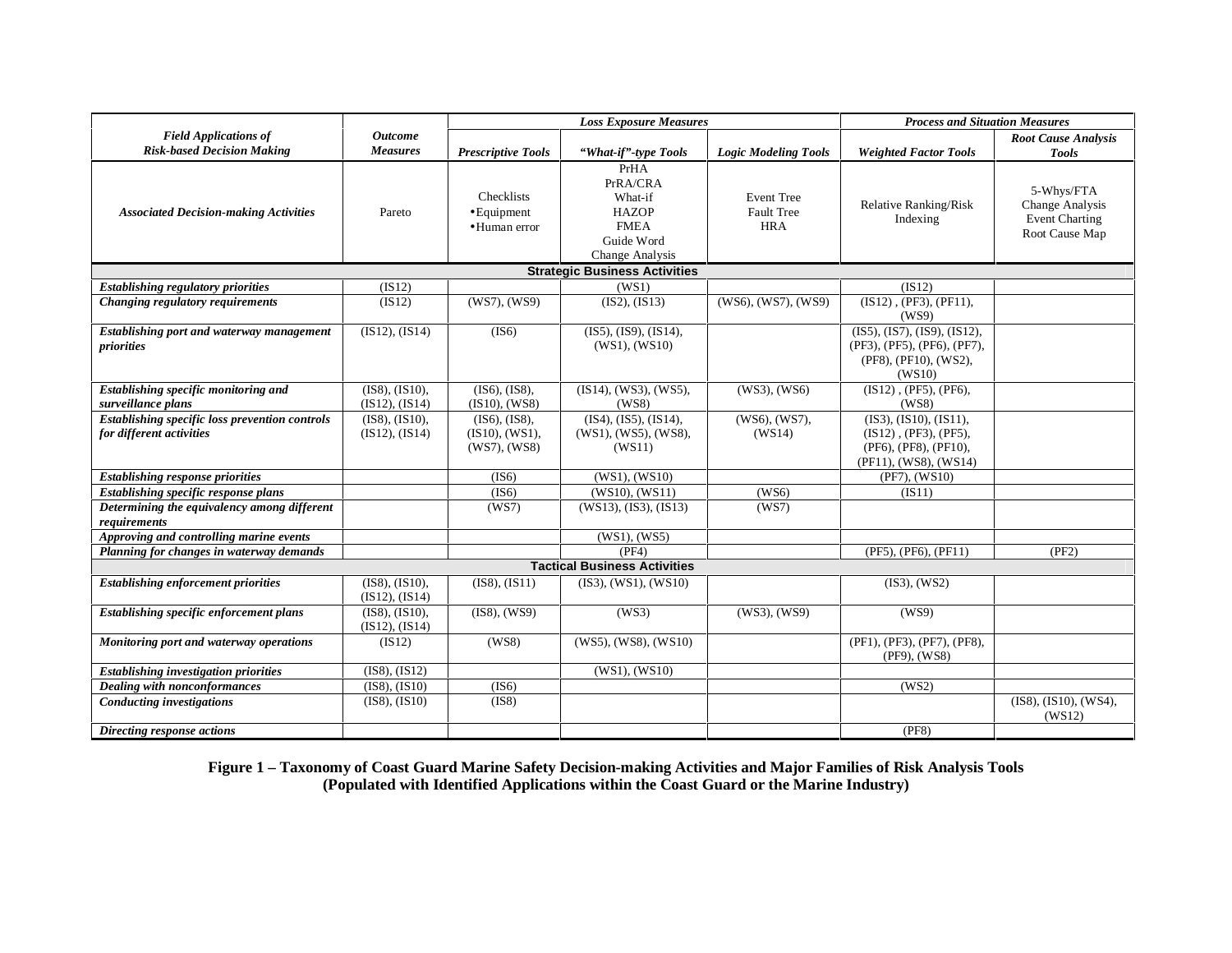| *Field Applications of Risk-based Decision Making* | *Outcome Measures* | *Loss Exposure Measures* | | | *Process and Situation Measures* | |
|---|---|---|---|---|---|---|
| | | *Prescriptive Tools* | *"What-if"-type Tools* | *Logic Modeling Tools* | *Weighted Factor Tools* | *Root Cause Analysis Tools* |
| ***Associated Decision-making Activities*** | Pareto | Checklists •Equipment •Human error | PrHA PrRA/CRA What-if HAZOP FMEA Guide Word Change Analysis | Event Tree Fault Tree HRA | Relative Ranking/Risk Indexing | 5-Whys/FTA Change Analysis Event Charting Root Cause Map |
| **Strategic Business Activities** | | | | | | |
| ***Establishing regulatory priorities*** | (IS12) | | (WS1) | | (IS12) | |
| ***Changing regulatory requirements*** | (IS12) | (WS7), (WS9) | (IS2), (IS13) | (WS6), (WS7), (WS9) | (IS12) , (PF3), (PF11), (WS9) | |
| ***Establishing port and waterway management priorities*** | (IS12), (IS14) | (IS6) | (IS5), (IS9), (IS14), (WS1), (WS10) | | (IS5), (IS7), (IS9), (IS12), (PF3), (PF5), (PF6), (PF7), (PF8), (PF10), (WS2), (WS10) | |
| ***Establishing specific monitoring and surveillance plans*** | (IS8), (IS10), (IS12), (IS14) | (IS6), (IS8), (IS10), (WS8) | (IS14), (WS3), (WS5), (WS8) | (WS3), (WS6) | (IS12) , (PF5), (PF6), (WS8) | |
| ***Establishing specific loss prevention controls for different activities*** | (IS8), (IS10), (IS12), (IS14) | (IS6), (IS8), (IS10), (WS1), (WS7), (WS8) | (IS4), (IS5), (IS14), (WS1), (WS5), (WS8), (WS11) | (WS6), (WS7), (WS14) | (IS3), (IS10), (IS11), (IS12) , (PF3), (PF5), (PF6), (PF8), (PF10), (PF11), (WS8), (WS14) | |
| ***Establishing response priorities*** | | (IS6) | (WS1), (WS10) | | (PF7), (WS10) | |
| ***Establishing specific response plans*** | | (IS6) | (WS10), (WS11) | (WS6) | (IS11) | |
| ***Determining the equivalency among different requirements*** | | (WS7) | (WS13), (IS3), (IS13) | (WS7) | | |
| ***Approving and controlling marine events*** | | | (WS1), (WS5) | | | |
| ***Planning for changes in waterway demands*** | | | (PF4) | | (PF5), (PF6), (PF11) | (PF2) |
| **Tactical Business Activities** | | | | | | |
| ***Establishing enforcement priorities*** | (IS8), (IS10), (IS12), (IS14) | (IS8), (IS11) | (IS3), (WS1), (WS10) | | (IS3), (WS2) | |
| ***Establishing specific enforcement plans*** | (IS8), (IS10), (IS12), (IS14) | (IS8), (WS9) | (WS3) | (WS3), (WS9) | (WS9) | |
| ***Monitoring port and waterway operations*** | (IS12) | (WS8) | (WS5), (WS8), (WS10) | | (PF1), (PF3), (PF7), (PF8), (PF9), (WS8) | |
| ***Establishing investigation priorities*** | (IS8), (IS12) | | (WS1), (WS10) | | | |
| ***Dealing with nonconformances*** | (IS8), (IS10) | (IS6) | | | (WS2) | |
| ***Conducting investigations*** | (IS8), (IS10) | (IS8) | | | | (IS8), (IS10), (WS4), (WS12) |
| ***Directing response actions*** | | | | | (PF8) | |

**Figure 1 – Taxonomy of Coast Guard Marine Safety Decision-making Activities and Major Families of Risk Analysis Tools (Populated with Identified Applications within the Coast Guard or the Marine Industry)**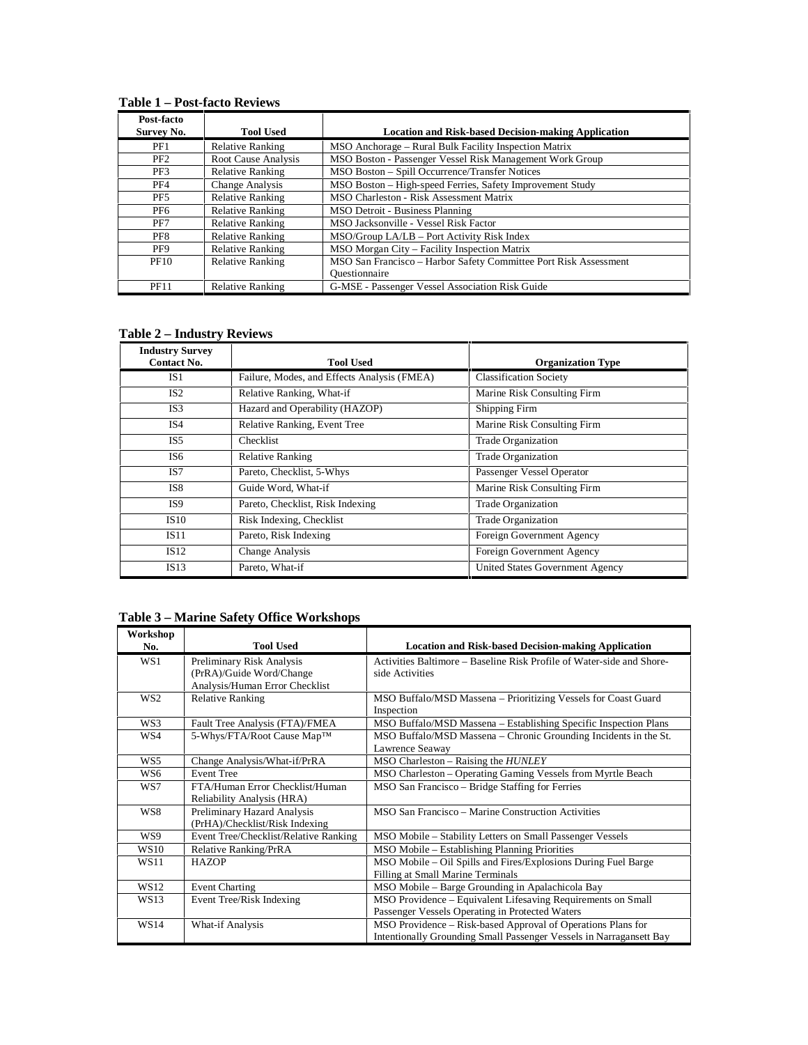**Table 1 – Post-facto Reviews**

| Post-facto Survey No. | Tool Used | Location and Risk-based Decision-making Application |
|---|---|---|
| PF1 | Relative Ranking | MSO Anchorage – Rural Bulk Facility Inspection Matrix |
| PF2 | Root Cause Analysis | MSO Boston - Passenger Vessel Risk Management Work Group |
| PF3 | Relative Ranking | MSO Boston – Spill Occurrence/Transfer Notices |
| PF4 | Change Analysis | MSO Boston – High-speed Ferries, Safety Improvement Study |
| PF5 | Relative Ranking | MSO Charleston - Risk Assessment Matrix |
| PF6 | Relative Ranking | MSO Detroit - Business Planning |
| PF7 | Relative Ranking | MSO Jacksonville - Vessel Risk Factor |
| PF8 | Relative Ranking | MSO/Group LA/LB – Port Activity Risk Index |
| PF9 | Relative Ranking | MSO Morgan City – Facility Inspection Matrix |
| PF10 | Relative Ranking | MSO San Francisco – Harbor Safety Committee Port Risk Assessment Questionnaire |
| PF11 | Relative Ranking | G-MSE - Passenger Vessel Association Risk Guide |

**Table 2 – Industry Reviews**

| Industry Survey Contact No. | Tool Used | Organization Type |
|---|---|---|
| IS1 | Failure, Modes, and Effects Analysis (FMEA) | Classification Society |
| IS2 | Relative Ranking, What-if | Marine Risk Consulting Firm |
| IS3 | Hazard and Operability (HAZOP) | Shipping Firm |
| IS4 | Relative Ranking, Event Tree | Marine Risk Consulting Firm |
| IS5 | Checklist | Trade Organization |
| IS6 | Relative Ranking | Trade Organization |
| IS7 | Pareto, Checklist, 5-Whys | Passenger Vessel Operator |
| IS8 | Guide Word, What-if | Marine Risk Consulting Firm |
| IS9 | Pareto, Checklist, Risk Indexing | Trade Organization |
| IS10 | Risk Indexing, Checklist | Trade Organization |
| IS11 | Pareto, Risk Indexing | Foreign Government Agency |
| IS12 | Change Analysis | Foreign Government Agency |
| IS13 | Pareto, What-if | United States Government Agency |

**Table 3 – Marine Safety Office Workshops**

| Workshop No. | Tool Used | Location and Risk-based Decision-making Application |
|---|---|---|
| WS1 | Preliminary Risk Analysis (PrRA)/Guide Word/Change Analysis/Human Error Checklist | Activities Baltimore – Baseline Risk Profile of Water-side and Shore-side Activities |
| WS2 | Relative Ranking | MSO Buffalo/MSD Massena – Prioritizing Vessels for Coast Guard Inspection |
| WS3 | Fault Tree Analysis (FTA)/FMEA | MSO Buffalo/MSD Massena – Establishing Specific Inspection Plans |
| WS4 | 5-Whys/FTA/Root Cause Map™ | MSO Buffalo/MSD Massena – Chronic Grounding Incidents in the St. Lawrence Seaway |
| WS5 | Change Analysis/What-if/PrRA | MSO Charleston – Raising the *HUNLEY* |
| WS6 | Event Tree | MSO Charleston – Operating Gaming Vessels from Myrtle Beach |
| WS7 | FTA/Human Error Checklist/Human Reliability Analysis (HRA) | MSO San Francisco – Bridge Staffing for Ferries |
| WS8 | Preliminary Hazard Analysis (PrHA)/Checklist/Risk Indexing | MSO San Francisco – Marine Construction Activities |
| WS9 | Event Tree/Checklist/Relative Ranking | MSO Mobile – Stability Letters on Small Passenger Vessels |
| WS10 | Relative Ranking/PrRA | MSO Mobile – Establishing Planning Priorities |
| WS11 | HAZOP | MSO Mobile – Oil Spills and Fires/Explosions During Fuel Barge Filling at Small Marine Terminals |
| WS12 | Event Charting | MSO Mobile – Barge Grounding in Apalachicola Bay |
| WS13 | Event Tree/Risk Indexing | MSO Providence – Equivalent Lifesaving Requirements on Small Passenger Vessels Operating in Protected Waters |
| WS14 | What-if Analysis | MSO Providence – Risk-based Approval of Operations Plans for Intentionally Grounding Small Passenger Vessels in Narragansett Bay |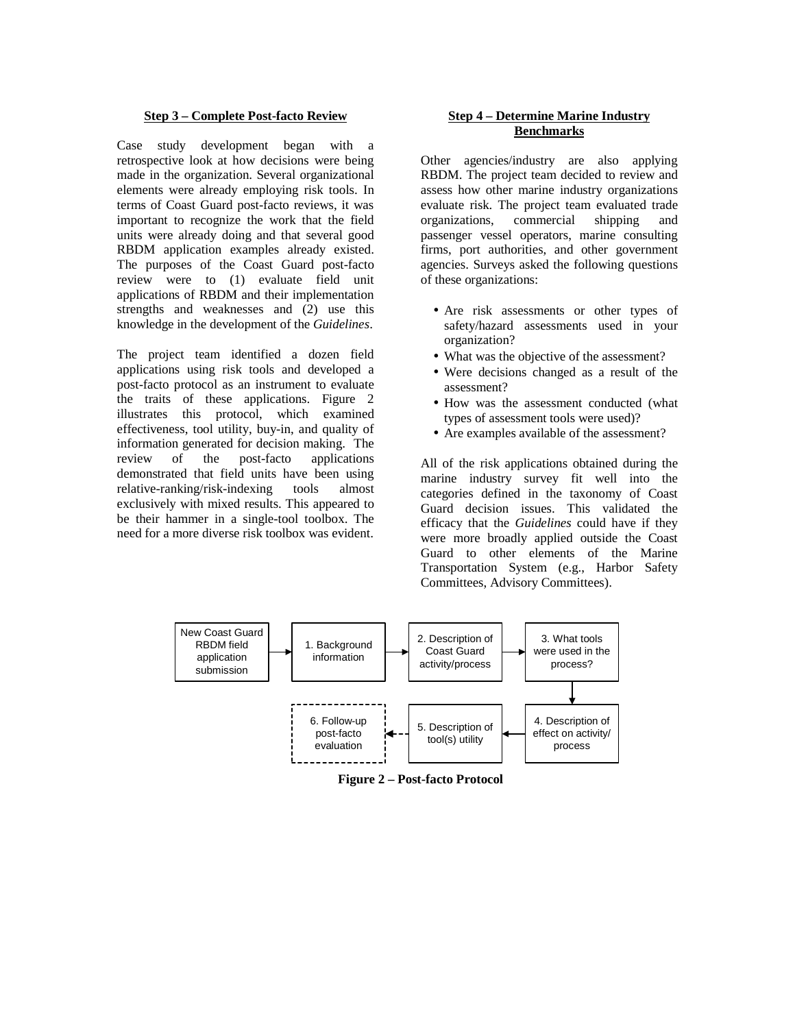### Step 3 – Complete Post-facto Review

Case study development began with a retrospective look at how decisions were being made in the organization. Several organizational elements were already employing risk tools. In terms of Coast Guard post-facto reviews, it was important to recognize the work that the field units were already doing and that several good RBDM application examples already existed. The purposes of the Coast Guard post-facto review were to (1) evaluate field unit applications of RBDM and their implementation strengths and weaknesses and (2) use this knowledge in the development of the *Guidelines*.

The project team identified a dozen field applications using risk tools and developed a post-facto protocol as an instrument to evaluate the traits of these applications. Figure 2 illustrates this protocol, which examined effectiveness, tool utility, buy-in, and quality of information generated for decision making. The review of the post-facto applications demonstrated that field units have been using relative-ranking/risk-indexing tools almost exclusively with mixed results. This appeared to be their hammer in a single-tool toolbox. The need for a more diverse risk toolbox was evident.

### Step 4 – Determine Marine Industry Benchmarks

Other agencies/industry are also applying RBDM. The project team decided to review and assess how other marine industry organizations evaluate risk. The project team evaluated trade organizations, commercial shipping and passenger vessel operators, marine consulting firms, port authorities, and other government agencies. Surveys asked the following questions of these organizations:

- Are risk assessments or other types of safety/hazard assessments used in your organization?
- What was the objective of the assessment?
- Were decisions changed as a result of the assessment?
- How was the assessment conducted (what types of assessment tools were used)?
- Are examples available of the assessment?

All of the risk applications obtained during the marine industry survey fit well into the categories defined in the taxonomy of Coast Guard decision issues. This validated the efficacy that the *Guidelines* could have if they were more broadly applied outside the Coast Guard to other elements of the Marine Transportation System (e.g., Harbor Safety Committees, Advisory Committees).

New Coast Guard RBDM field application submission → 1. Background information → 2. Description of Coast Guard activity/process → 3. What tools were used in the process? → 4. Description of effect on activity/ process → 5. Description of tool(s) utility → 6. Follow-up post-facto evaluation

**Figure 2 – Post-facto Protocol**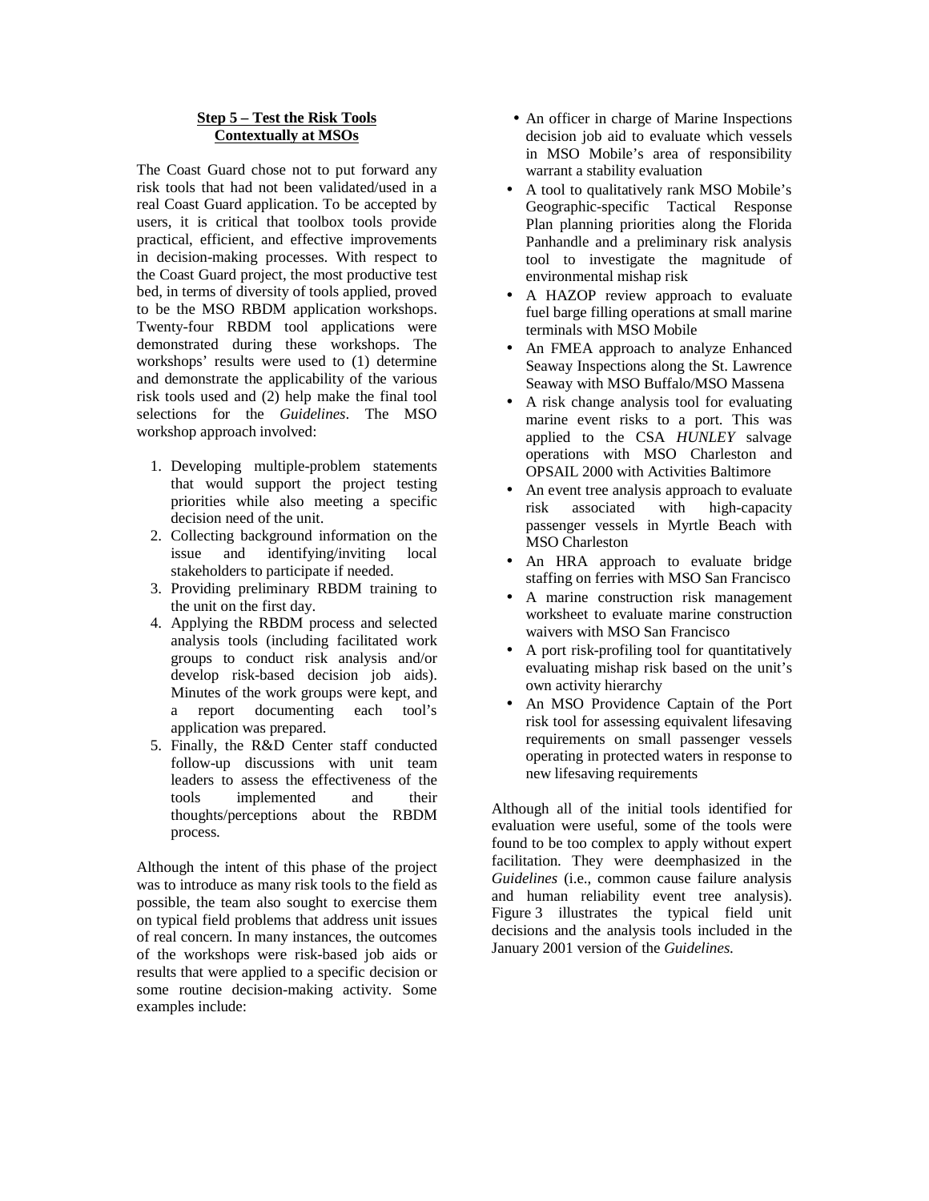**Step 5 – Test the Risk Tools Contextually at MSOs**

The Coast Guard chose not to put forward any risk tools that had not been validated/used in a real Coast Guard application. To be accepted by users, it is critical that toolbox tools provide practical, efficient, and effective improvements in decision-making processes. With respect to the Coast Guard project, the most productive test bed, in terms of diversity of tools applied, proved to be the MSO RBDM application workshops. Twenty-four RBDM tool applications were demonstrated during these workshops. The workshops' results were used to (1) determine and demonstrate the applicability of the various risk tools used and (2) help make the final tool selections for the *Guidelines*. The MSO workshop approach involved:

1. Developing multiple-problem statements that would support the project testing priorities while also meeting a specific decision need of the unit.
2. Collecting background information on the issue and identifying/inviting local stakeholders to participate if needed.
3. Providing preliminary RBDM training to the unit on the first day.
4. Applying the RBDM process and selected analysis tools (including facilitated work groups to conduct risk analysis and/or develop risk-based decision job aids). Minutes of the work groups were kept, and a report documenting each tool's application was prepared.
5. Finally, the R&D Center staff conducted follow-up discussions with unit team leaders to assess the effectiveness of the tools implemented and their thoughts/perceptions about the RBDM process.

Although the intent of this phase of the project was to introduce as many risk tools to the field as possible, the team also sought to exercise them on typical field problems that address unit issues of real concern. In many instances, the outcomes of the workshops were risk-based job aids or results that were applied to a specific decision or some routine decision-making activity. Some examples include:

- An officer in charge of Marine Inspections decision job aid to evaluate which vessels in MSO Mobile's area of responsibility warrant a stability evaluation
- A tool to qualitatively rank MSO Mobile's Geographic-specific Tactical Response Plan planning priorities along the Florida Panhandle and a preliminary risk analysis tool to investigate the magnitude of environmental mishap risk
- A HAZOP review approach to evaluate fuel barge filling operations at small marine terminals with MSO Mobile
- An FMEA approach to analyze Enhanced Seaway Inspections along the St. Lawrence Seaway with MSO Buffalo/MSO Massena
- A risk change analysis tool for evaluating marine event risks to a port. This was applied to the CSA *HUNLEY* salvage operations with MSO Charleston and OPSAIL 2000 with Activities Baltimore
- An event tree analysis approach to evaluate risk associated with high-capacity passenger vessels in Myrtle Beach with MSO Charleston
- An HRA approach to evaluate bridge staffing on ferries with MSO San Francisco
- A marine construction risk management worksheet to evaluate marine construction waivers with MSO San Francisco
- A port risk-profiling tool for quantitatively evaluating mishap risk based on the unit's own activity hierarchy
- An MSO Providence Captain of the Port risk tool for assessing equivalent lifesaving requirements on small passenger vessels operating in protected waters in response to new lifesaving requirements

Although all of the initial tools identified for evaluation were useful, some of the tools were found to be too complex to apply without expert facilitation. They were deemphasized in the *Guidelines* (i.e., common cause failure analysis and human reliability event tree analysis). Figure 3 illustrates the typical field unit decisions and the analysis tools included in the January 2001 version of the *Guidelines.*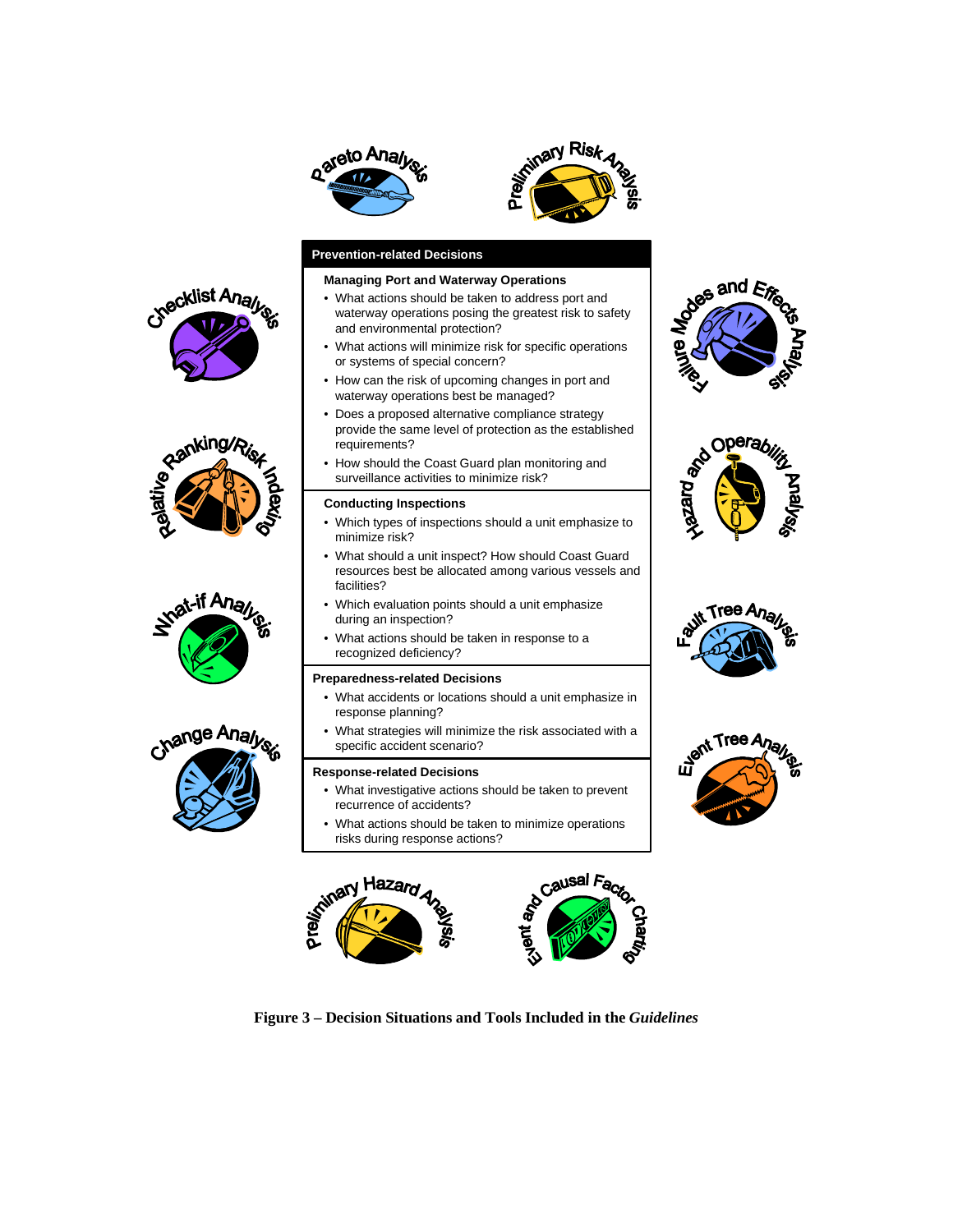Pareto Analysis

Preliminary Risk Analysis

Checklist Analysis

Failure Modes and Effects Analysis

Relative Ranking/Risk Indexing

Hazard and Operability Analysis

What-if Analysis

Fault Tree Analysis

Change Analysis

Event Tree Analysis

**Prevention-related Decisions**

**Managing Port and Waterway Operations**

- What actions should be taken to address port and waterway operations posing the greatest risk to safety and environmental protection?
- What actions will minimize risk for specific operations or systems of special concern?
- How can the risk of upcoming changes in port and waterway operations best be managed?
- Does a proposed alternative compliance strategy provide the same level of protection as the established requirements?
- How should the Coast Guard plan monitoring and surveillance activities to minimize risk?

**Conducting Inspections**

- Which types of inspections should a unit emphasize to minimize risk?
- What should a unit inspect? How should Coast Guard resources best be allocated among various vessels and facilities?
- Which evaluation points should a unit emphasize during an inspection?
- What actions should be taken in response to a recognized deficiency?

**Preparedness-related Decisions**

- What accidents or locations should a unit emphasize in response planning?
- What strategies will minimize the risk associated with a specific accident scenario?

**Response-related Decisions**

- What investigative actions should be taken to prevent recurrence of accidents?
- What actions should be taken to minimize operations risks during response actions?

Preliminary Hazard Analysis

Event and Causal Factor Charting

**Figure 3 – Decision Situations and Tools Included in the *Guidelines***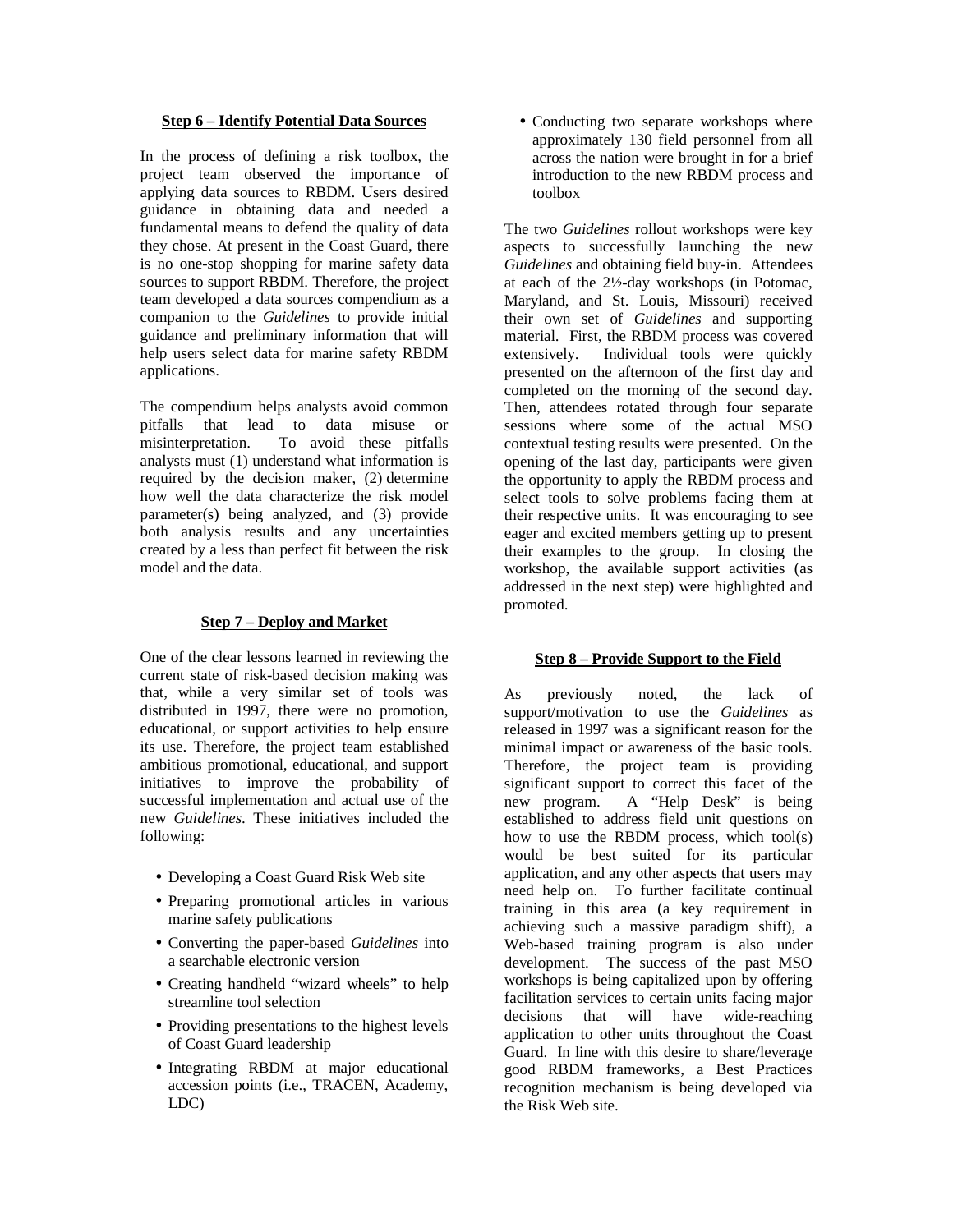### Step 6 – Identify Potential Data Sources

In the process of defining a risk toolbox, the project team observed the importance of applying data sources to RBDM. Users desired guidance in obtaining data and needed a fundamental means to defend the quality of data they chose. At present in the Coast Guard, there is no one-stop shopping for marine safety data sources to support RBDM. Therefore, the project team developed a data sources compendium as a companion to the *Guidelines* to provide initial guidance and preliminary information that will help users select data for marine safety RBDM applications.

The compendium helps analysts avoid common pitfalls that lead to data misuse or misinterpretation. To avoid these pitfalls analysts must (1) understand what information is required by the decision maker, (2) determine how well the data characterize the risk model parameter(s) being analyzed, and (3) provide both analysis results and any uncertainties created by a less than perfect fit between the risk model and the data.

### Step 7 – Deploy and Market

One of the clear lessons learned in reviewing the current state of risk-based decision making was that, while a very similar set of tools was distributed in 1997, there were no promotion, educational, or support activities to help ensure its use. Therefore, the project team established ambitious promotional, educational, and support initiatives to improve the probability of successful implementation and actual use of the new *Guidelines*. These initiatives included the following:

- Developing a Coast Guard Risk Web site
- Preparing promotional articles in various marine safety publications
- Converting the paper-based *Guidelines* into a searchable electronic version
- Creating handheld "wizard wheels" to help streamline tool selection
- Providing presentations to the highest levels of Coast Guard leadership
- Integrating RBDM at major educational accession points (i.e., TRACEN, Academy, LDC)
- Conducting two separate workshops where approximately 130 field personnel from all across the nation were brought in for a brief introduction to the new RBDM process and toolbox

The two *Guidelines* rollout workshops were key aspects to successfully launching the new *Guidelines* and obtaining field buy-in. Attendees at each of the 2½-day workshops (in Potomac, Maryland, and St. Louis, Missouri) received their own set of *Guidelines* and supporting material. First, the RBDM process was covered extensively. Individual tools were quickly presented on the afternoon of the first day and completed on the morning of the second day. Then, attendees rotated through four separate sessions where some of the actual MSO contextual testing results were presented. On the opening of the last day, participants were given the opportunity to apply the RBDM process and select tools to solve problems facing them at their respective units. It was encouraging to see eager and excited members getting up to present their examples to the group. In closing the workshop, the available support activities (as addressed in the next step) were highlighted and promoted.

### Step 8 – Provide Support to the Field

As previously noted, the lack of support/motivation to use the *Guidelines* as released in 1997 was a significant reason for the minimal impact or awareness of the basic tools. Therefore, the project team is providing significant support to correct this facet of the new program. A "Help Desk" is being established to address field unit questions on how to use the RBDM process, which tool(s) would be best suited for its particular application, and any other aspects that users may need help on. To further facilitate continual training in this area (a key requirement in achieving such a massive paradigm shift), a Web-based training program is also under development. The success of the past MSO workshops is being capitalized upon by offering facilitation services to certain units facing major decisions that will have wide-reaching application to other units throughout the Coast Guard. In line with this desire to share/leverage good RBDM frameworks, a Best Practices recognition mechanism is being developed via the Risk Web site.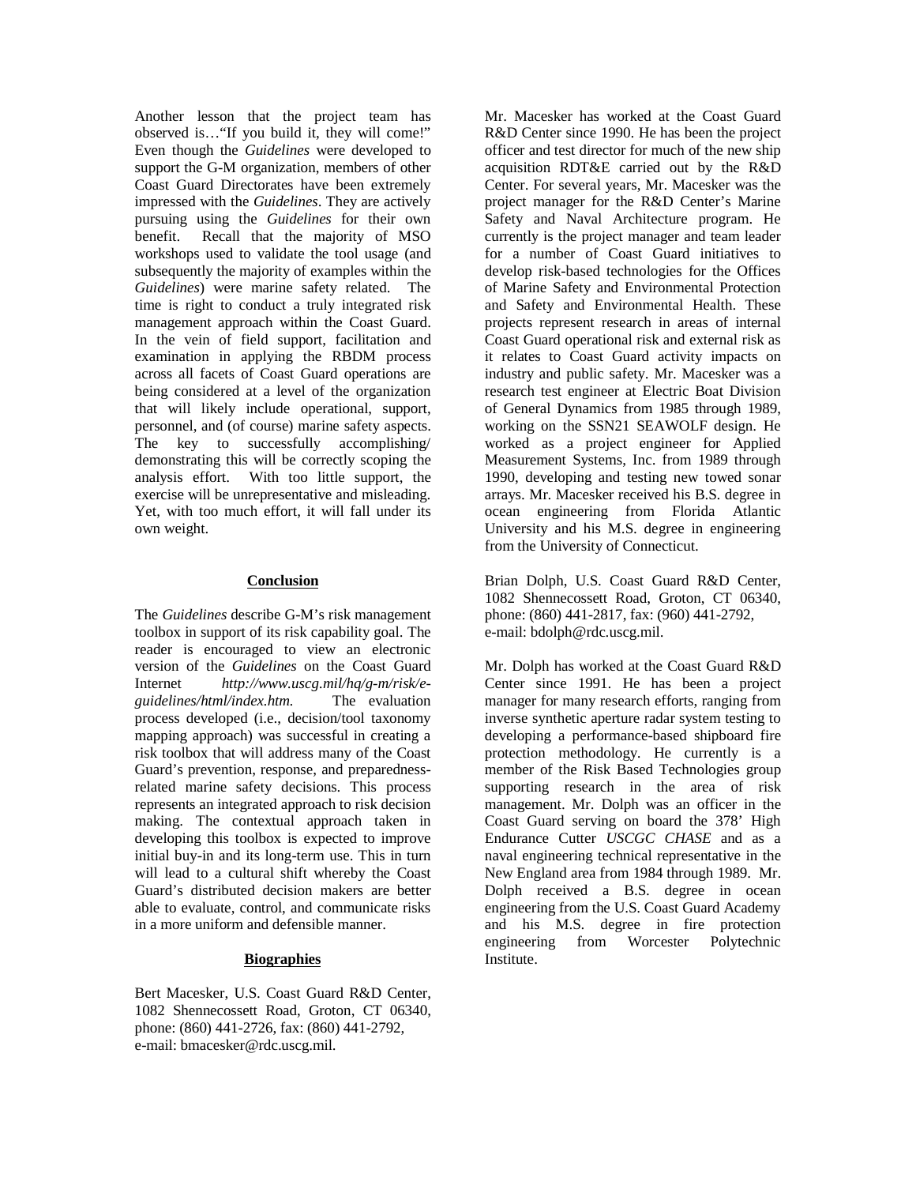Another lesson that the project team has observed is…"If you build it, they will come!" Even though the *Guidelines* were developed to support the G-M organization, members of other Coast Guard Directorates have been extremely impressed with the *Guidelines*. They are actively pursuing using the *Guidelines* for their own benefit. Recall that the majority of MSO workshops used to validate the tool usage (and subsequently the majority of examples within the *Guidelines*) were marine safety related. The time is right to conduct a truly integrated risk management approach within the Coast Guard. In the vein of field support, facilitation and examination in applying the RBDM process across all facets of Coast Guard operations are being considered at a level of the organization that will likely include operational, support, personnel, and (of course) marine safety aspects. The key to successfully accomplishing/ demonstrating this will be correctly scoping the analysis effort. With too little support, the exercise will be unrepresentative and misleading. Yet, with too much effort, it will fall under its own weight.

## Conclusion

The *Guidelines* describe G-M's risk management toolbox in support of its risk capability goal. The reader is encouraged to view an electronic version of the *Guidelines* on the Coast Guard Internet *http://www.uscg.mil/hq/g-m/risk/e-guidelines/html/index.htm.* The evaluation process developed (i.e., decision/tool taxonomy mapping approach) was successful in creating a risk toolbox that will address many of the Coast Guard's prevention, response, and preparedness-related marine safety decisions. This process represents an integrated approach to risk decision making. The contextual approach taken in developing this toolbox is expected to improve initial buy-in and its long-term use. This in turn will lead to a cultural shift whereby the Coast Guard's distributed decision makers are better able to evaluate, control, and communicate risks in a more uniform and defensible manner.

## Biographies

Bert Macesker, U.S. Coast Guard R&D Center, 1082 Shennecossett Road, Groton, CT 06340, phone: (860) 441-2726, fax: (860) 441-2792, e-mail: bmacesker@rdc.uscg.mil.

Mr. Macesker has worked at the Coast Guard R&D Center since 1990. He has been the project officer and test director for much of the new ship acquisition RDT&E carried out by the R&D Center. For several years, Mr. Macesker was the project manager for the R&D Center's Marine Safety and Naval Architecture program. He currently is the project manager and team leader for a number of Coast Guard initiatives to develop risk-based technologies for the Offices of Marine Safety and Environmental Protection and Safety and Environmental Health. These projects represent research in areas of internal Coast Guard operational risk and external risk as it relates to Coast Guard activity impacts on industry and public safety. Mr. Macesker was a research test engineer at Electric Boat Division of General Dynamics from 1985 through 1989, working on the SSN21 SEAWOLF design. He worked as a project engineer for Applied Measurement Systems, Inc. from 1989 through 1990, developing and testing new towed sonar arrays. Mr. Macesker received his B.S. degree in ocean engineering from Florida Atlantic University and his M.S. degree in engineering from the University of Connecticut.

Brian Dolph, U.S. Coast Guard R&D Center, 1082 Shennecossett Road, Groton, CT 06340, phone: (860) 441-2817, fax: (960) 441-2792, e-mail: bdolph@rdc.uscg.mil.

Mr. Dolph has worked at the Coast Guard R&D Center since 1991. He has been a project manager for many research efforts, ranging from inverse synthetic aperture radar system testing to developing a performance-based shipboard fire protection methodology. He currently is a member of the Risk Based Technologies group supporting research in the area of risk management. Mr. Dolph was an officer in the Coast Guard serving on board the 378' High Endurance Cutter *USCGC CHASE* and as a naval engineering technical representative in the New England area from 1984 through 1989. Mr. Dolph received a B.S. degree in ocean engineering from the U.S. Coast Guard Academy and his M.S. degree in fire protection engineering from Worcester Polytechnic Institute.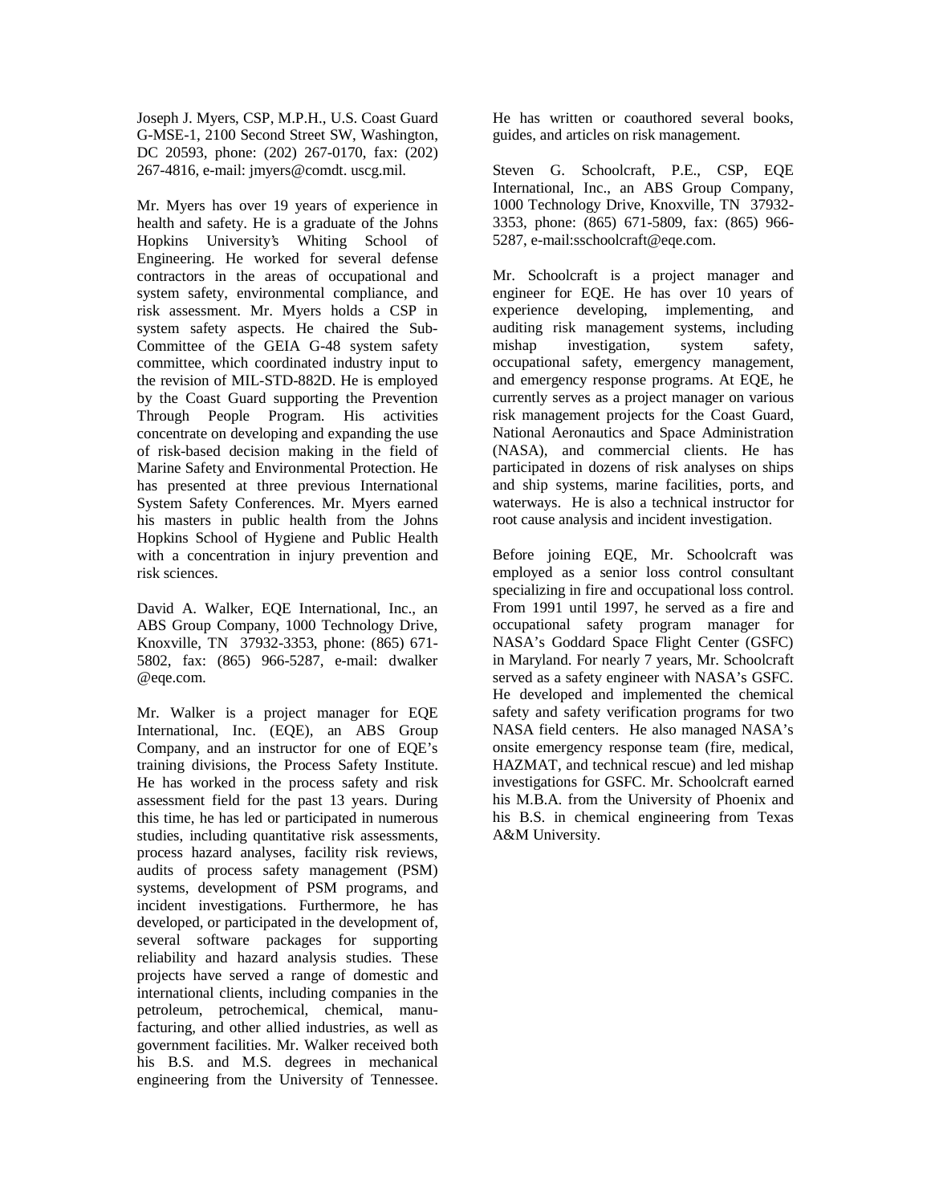Joseph J. Myers, CSP, M.P.H., U.S. Coast Guard G-MSE-1, 2100 Second Street SW, Washington, DC 20593, phone: (202) 267-0170, fax: (202) 267-4816, e-mail: jmyers@comdt. uscg.mil.

Mr. Myers has over 19 years of experience in health and safety. He is a graduate of the Johns Hopkins University's Whiting School of Engineering. He worked for several defense contractors in the areas of occupational and system safety, environmental compliance, and risk assessment. Mr. Myers holds a CSP in system safety aspects. He chaired the Sub-Committee of the GEIA G-48 system safety committee, which coordinated industry input to the revision of MIL-STD-882D. He is employed by the Coast Guard supporting the Prevention Through People Program. His activities concentrate on developing and expanding the use of risk-based decision making in the field of Marine Safety and Environmental Protection. He has presented at three previous International System Safety Conferences. Mr. Myers earned his masters in public health from the Johns Hopkins School of Hygiene and Public Health with a concentration in injury prevention and risk sciences.

David A. Walker, EQE International, Inc., an ABS Group Company, 1000 Technology Drive, Knoxville, TN 37932-3353, phone: (865) 671-5802, fax: (865) 966-5287, e-mail: dwalker @eqe.com.

Mr. Walker is a project manager for EQE International, Inc. (EQE), an ABS Group Company, and an instructor for one of EQE's training divisions, the Process Safety Institute. He has worked in the process safety and risk assessment field for the past 13 years. During this time, he has led or participated in numerous studies, including quantitative risk assessments, process hazard analyses, facility risk reviews, audits of process safety management (PSM) systems, development of PSM programs, and incident investigations. Furthermore, he has developed, or participated in the development of, several software packages for supporting reliability and hazard analysis studies. These projects have served a range of domestic and international clients, including companies in the petroleum, petrochemical, chemical, manufacturing, and other allied industries, as well as government facilities. Mr. Walker received both his B.S. and M.S. degrees in mechanical engineering from the University of Tennessee. He has written or coauthored several books, guides, and articles on risk management.

Steven G. Schoolcraft, P.E., CSP, EQE International, Inc., an ABS Group Company, 1000 Technology Drive, Knoxville, TN 37932-3353, phone: (865) 671-5809, fax: (865) 966-5287, e-mail:sschoolcraft@eqe.com.

Mr. Schoolcraft is a project manager and engineer for EQE. He has over 10 years of experience developing, implementing, and auditing risk management systems, including mishap investigation, system safety, occupational safety, emergency management, and emergency response programs. At EQE, he currently serves as a project manager on various risk management projects for the Coast Guard, National Aeronautics and Space Administration (NASA), and commercial clients. He has participated in dozens of risk analyses on ships and ship systems, marine facilities, ports, and waterways. He is also a technical instructor for root cause analysis and incident investigation.

Before joining EQE, Mr. Schoolcraft was employed as a senior loss control consultant specializing in fire and occupational loss control. From 1991 until 1997, he served as a fire and occupational safety program manager for NASA's Goddard Space Flight Center (GSFC) in Maryland. For nearly 7 years, Mr. Schoolcraft served as a safety engineer with NASA's GSFC. He developed and implemented the chemical safety and safety verification programs for two NASA field centers. He also managed NASA's onsite emergency response team (fire, medical, HAZMAT, and technical rescue) and led mishap investigations for GSFC. Mr. Schoolcraft earned his M.B.A. from the University of Phoenix and his B.S. in chemical engineering from Texas A&M University.